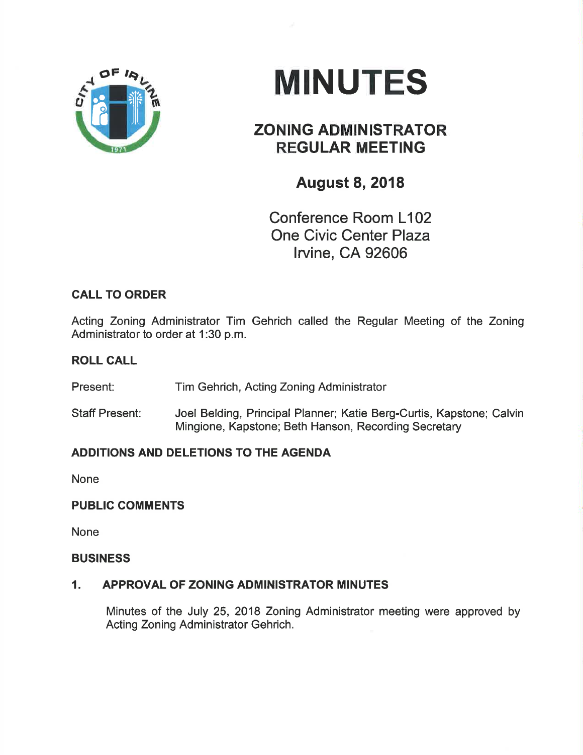# MINUTES

## ZONING ADMINISTRATOR REGULAR MEETING

### August 8, 2018

Conference Room L102
One Civic Center Plaza
Irvine, CA 92606

**CALL TO ORDER**

Acting Zoning Administrator Tim Gehrich called the Regular Meeting of the Zoning Administrator to order at 1:30 p.m.

**ROLL CALL**

Present: Tim Gehrich, Acting Zoning Administrator

Staff Present: Joel Belding, Principal Planner; Katie Berg-Curtis, Kapstone; Calvin Mingione, Kapstone; Beth Hanson, Recording Secretary

**ADDITIONS AND DELETIONS TO THE AGENDA**

None

**PUBLIC COMMENTS**

None

**BUSINESS**

**1. APPROVAL OF ZONING ADMINISTRATOR MINUTES**

Minutes of the July 25, 2018 Zoning Administrator meeting were approved by Acting Zoning Administrator Gehrich.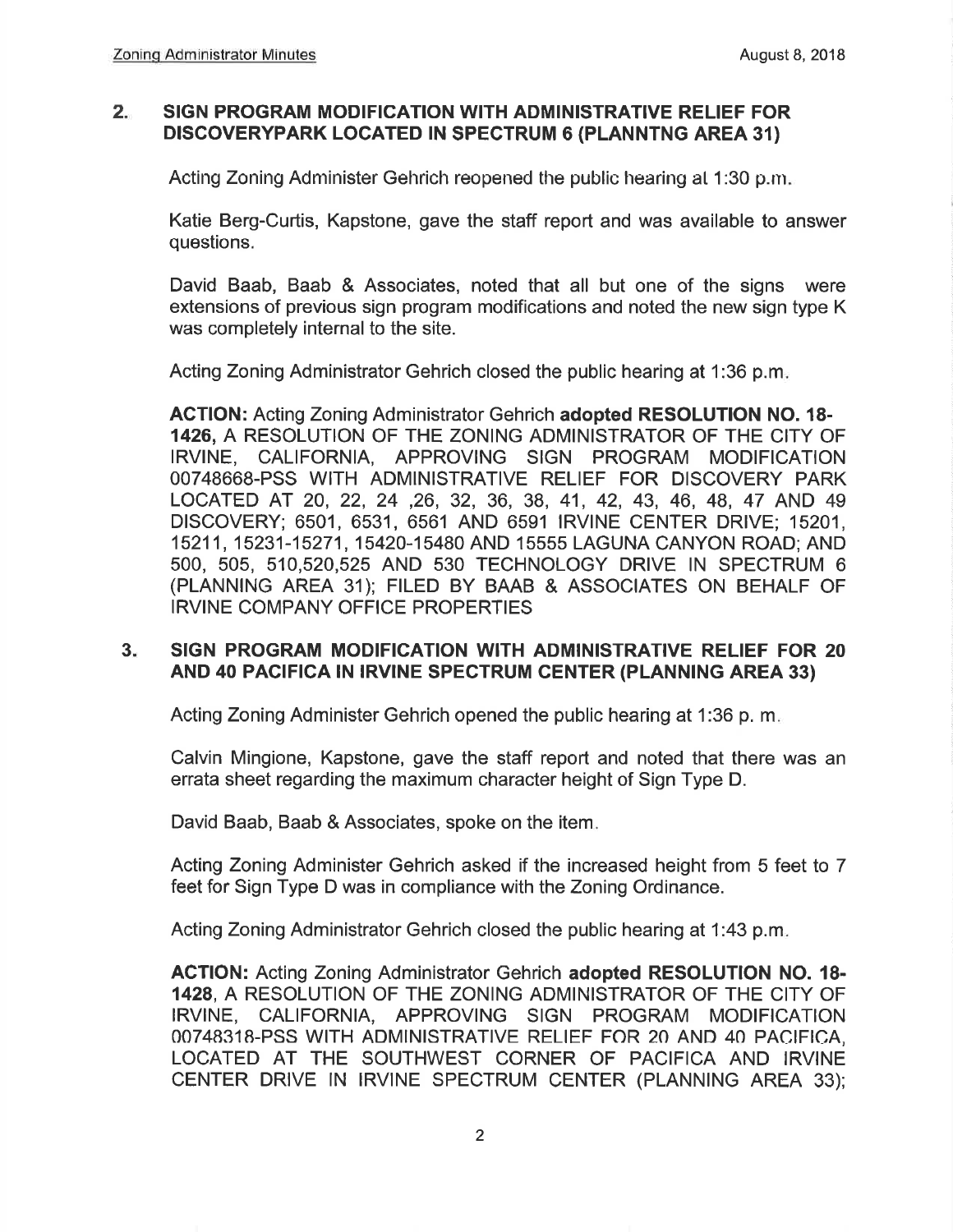## 2. SIGN PROGRAM MODIFICATION WITH ADMINISTRATIVE RELIEF FOR DISCOVERYPARK LOCATED IN SPECTRUM 6 (PLANNTNG AREA 31)

Acting Zoning Administer Gehrich reopened the public hearing at 1:30 p.m.

Katie Berg-Curtis, Kapstone, gave the staff report and was available to answer questions.

David Baab, Baab & Associates, noted that all but one of the signs were extensions of previous sign program modifications and noted the new sign type K was completely internal to the site.

Acting Zoning Administrator Gehrich closed the public hearing at 1:36 p.m.

**ACTION:** Acting Zoning Administrator Gehrich **adopted RESOLUTION NO. 18-1426,** A RESOLUTION OF THE ZONING ADMINISTRATOR OF THE CITY OF IRVINE, CALIFORNIA, APPROVING SIGN PROGRAM MODIFICATION 00748668-PSS WITH ADMINISTRATIVE RELIEF FOR DISCOVERY PARK LOCATED AT 20, 22, 24 ,26, 32, 36, 38, 41, 42, 43, 46, 48, 47 AND 49 DISCOVERY; 6501, 6531, 6561 AND 6591 IRVINE CENTER DRIVE; 15201, 15211, 15231-15271, 15420-15480 AND 15555 LAGUNA CANYON ROAD; AND 500, 505, 510,520,525 AND 530 TECHNOLOGY DRIVE IN SPECTRUM 6 (PLANNING AREA 31); FILED BY BAAB & ASSOCIATES ON BEHALF OF IRVINE COMPANY OFFICE PROPERTIES

## 3. SIGN PROGRAM MODIFICATION WITH ADMINISTRATIVE RELIEF FOR 20 AND 40 PACIFICA IN IRVINE SPECTRUM CENTER (PLANNING AREA 33)

Acting Zoning Administer Gehrich opened the public hearing at 1:36 p. m.

Calvin Mingione, Kapstone, gave the staff report and noted that there was an errata sheet regarding the maximum character height of Sign Type D.

David Baab, Baab & Associates, spoke on the item.

Acting Zoning Administer Gehrich asked if the increased height from 5 feet to 7 feet for Sign Type D was in compliance with the Zoning Ordinance.

Acting Zoning Administrator Gehrich closed the public hearing at 1:43 p.m.

**ACTION:** Acting Zoning Administrator Gehrich **adopted RESOLUTION NO. 18-1428**, A RESOLUTION OF THE ZONING ADMINISTRATOR OF THE CITY OF IRVINE, CALIFORNIA, APPROVING SIGN PROGRAM MODIFICATION 00748318-PSS WITH ADMINISTRATIVE RELIEF FOR 20 AND 40 PACIFICA, LOCATED AT THE SOUTHWEST CORNER OF PACIFICA AND IRVINE CENTER DRIVE IN IRVINE SPECTRUM CENTER (PLANNING AREA 33);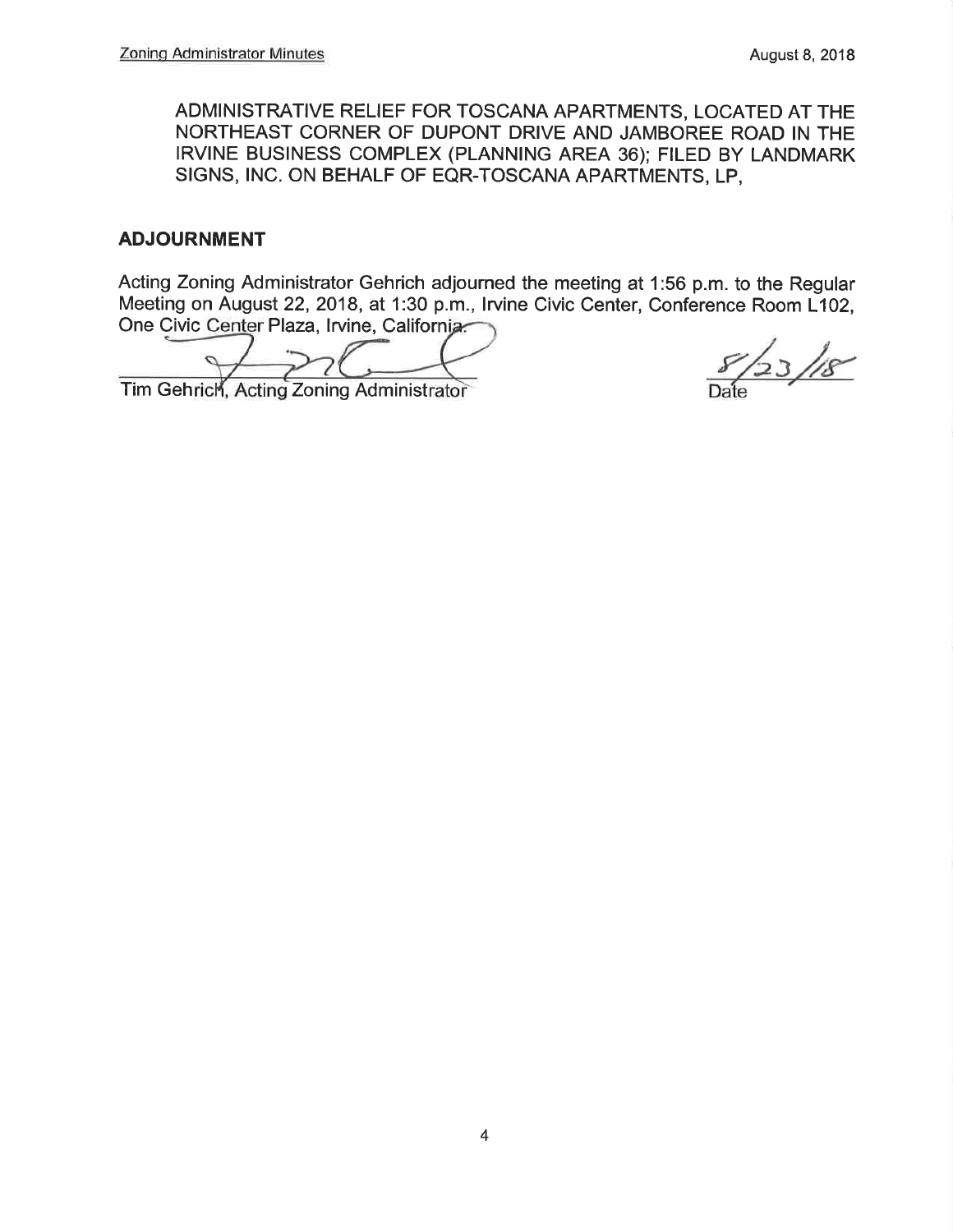ADMINISTRATIVE RELIEF FOR TOSCANA APARTMENTS, LOCATED AT THE NORTHEAST CORNER OF DUPONT DRIVE AND JAMBOREE ROAD IN THE IRVINE BUSINESS COMPLEX (PLANNING AREA 36); FILED BY LANDMARK SIGNS, INC. ON BEHALF OF EQR-TOSCANA APARTMENTS, LP,

## ADJOURNMENT

Acting Zoning Administrator Gehrich adjourned the meeting at 1:56 p.m. to the Regular Meeting on August 22, 2018, at 1:30 p.m., Irvine Civic Center, Conference Room L102, One Civic Center Plaza, Irvine, California.

Tim Gehrich, Acting Zoning Administrator

8/23/18
Date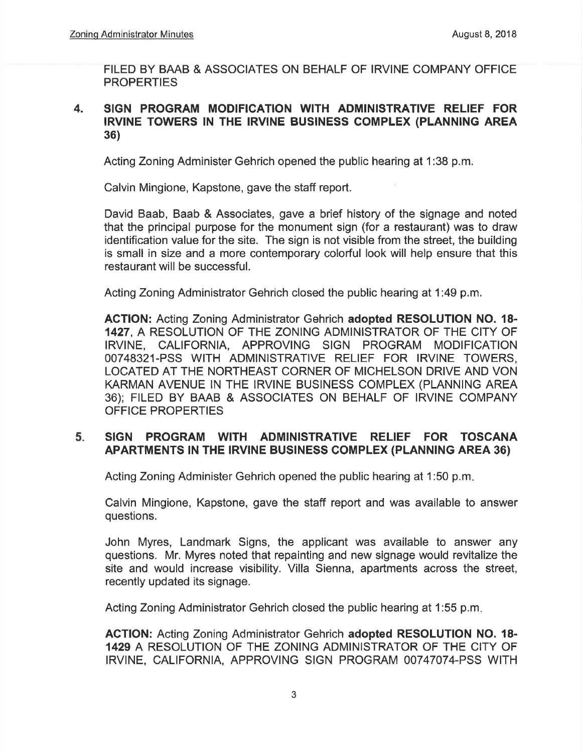FILED BY BAAB & ASSOCIATES ON BEHALF OF IRVINE COMPANY OFFICE PROPERTIES

## 4. SIGN PROGRAM MODIFICATION WITH ADMINISTRATIVE RELIEF FOR IRVINE TOWERS IN THE IRVINE BUSINESS COMPLEX (PLANNING AREA 36)

Acting Zoning Administer Gehrich opened the public hearing at 1:38 p.m.

Calvin Mingione, Kapstone, gave the staff report.

David Baab, Baab & Associates, gave a brief history of the signage and noted that the principal purpose for the monument sign (for a restaurant) was to draw identification value for the site. The sign is not visible from the street, the building is small in size and a more contemporary colorful look will help ensure that this restaurant will be successful.

Acting Zoning Administrator Gehrich closed the public hearing at 1:49 p.m.

**ACTION:** Acting Zoning Administrator Gehrich **adopted RESOLUTION NO. 18-1427**, A RESOLUTION OF THE ZONING ADMINISTRATOR OF THE CITY OF IRVINE, CALIFORNIA, APPROVING SIGN PROGRAM MODIFICATION 00748321-PSS WITH ADMINISTRATIVE RELIEF FOR IRVINE TOWERS, LOCATED AT THE NORTHEAST CORNER OF MICHELSON DRIVE AND VON KARMAN AVENUE IN THE IRVINE BUSINESS COMPLEX (PLANNING AREA 36); FILED BY BAAB & ASSOCIATES ON BEHALF OF IRVINE COMPANY OFFICE PROPERTIES

## 5. SIGN PROGRAM WITH ADMINISTRATIVE RELIEF FOR TOSCANA APARTMENTS IN THE IRVINE BUSINESS COMPLEX (PLANNING AREA 36)

Acting Zoning Administer Gehrich opened the public hearing at 1:50 p.m.

Calvin Mingione, Kapstone, gave the staff report and was available to answer questions.

John Myres, Landmark Signs, the applicant was available to answer any questions. Mr. Myres noted that repainting and new signage would revitalize the site and would increase visibility. Villa Sienna, apartments across the street, recently updated its signage.

Acting Zoning Administrator Gehrich closed the public hearing at 1:55 p.m.

**ACTION:** Acting Zoning Administrator Gehrich **adopted RESOLUTION NO. 18-1429** A RESOLUTION OF THE ZONING ADMINISTRATOR OF THE CITY OF IRVINE, CALIFORNIA, APPROVING SIGN PROGRAM 00747074-PSS WITH